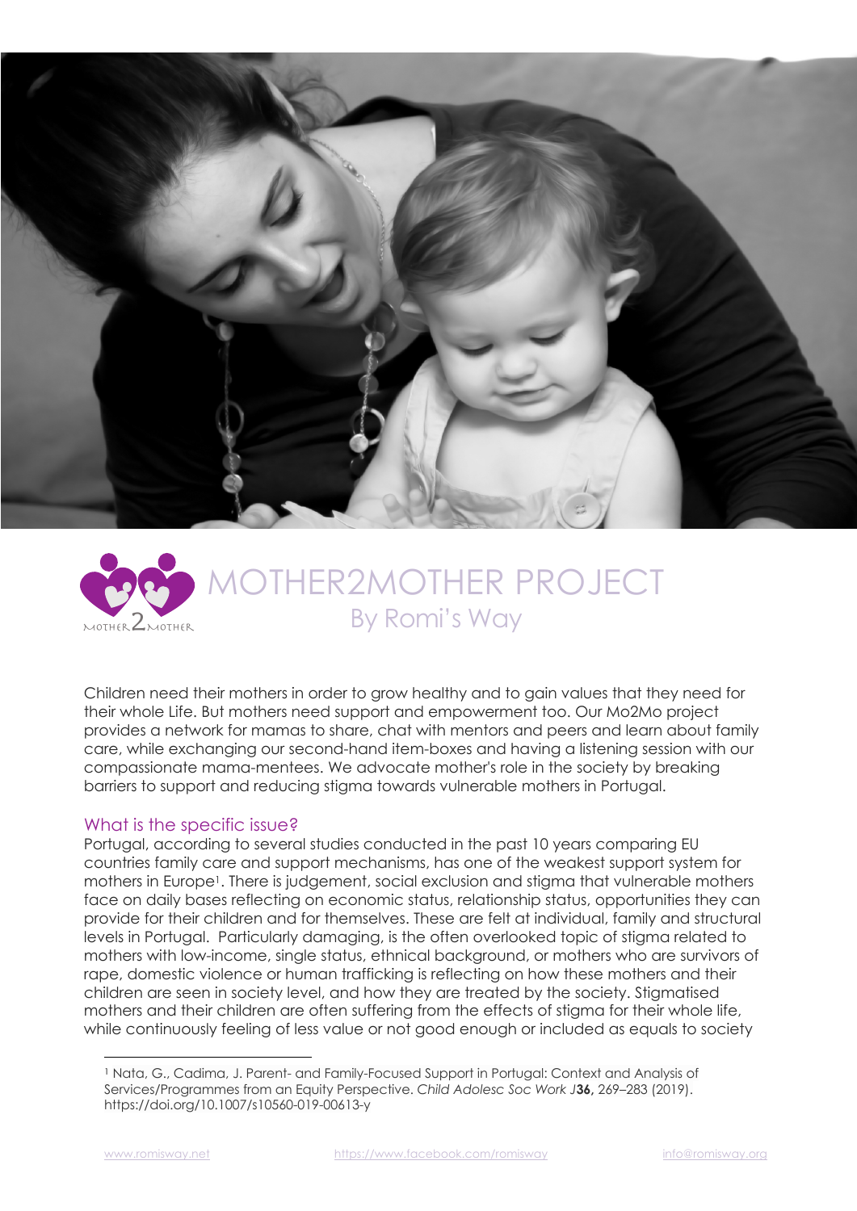# MOTHER2MOTHER PROJECT

## By Romi's Way

Children need their mothers in order to grow healthy and to gain values that they need for their whole Life. But mothers need support and empowerment too. Our Mo2Mo project provides a network for mamas to share, chat with mentors and peers and learn about family care, while exchanging our second-hand item-boxes and having a listening session with our compassionate mama-mentees. We advocate mother's role in the society by breaking barriers to support and reducing stigma towards vulnerable mothers in Portugal.

### What is the specific issue?

Portugal, according to several studies conducted in the past 10 years comparing EU countries family care and support mechanisms, has one of the weakest support system for mothers in Europe[1]. There is judgement, social exclusion and stigma that vulnerable mothers face on daily bases reflecting on economic status, relationship status, opportunities they can provide for their children and for themselves. These are felt at individual, family and structural levels in Portugal. Particularly damaging, is the often overlooked topic of stigma related to mothers with low-income, single status, ethnical background, or mothers who are survivors of rape, domestic violence or human trafficking is reflecting on how these mothers and their children are seen in society level, and how they are treated by the society. Stigmatised mothers and their children are often suffering from the effects of stigma for their whole life, while continuously feeling of less value or not good enough or included as equals to society

[1] Nata, G., Cadima, J. Parent- and Family-Focused Support in Portugal: Context and Analysis of Services/Programmes from an Equity Perspective. *Child Adolesc Soc Work J* **36,** 269–283 (2019). https://doi.org/10.1007/s10560-019-00613-y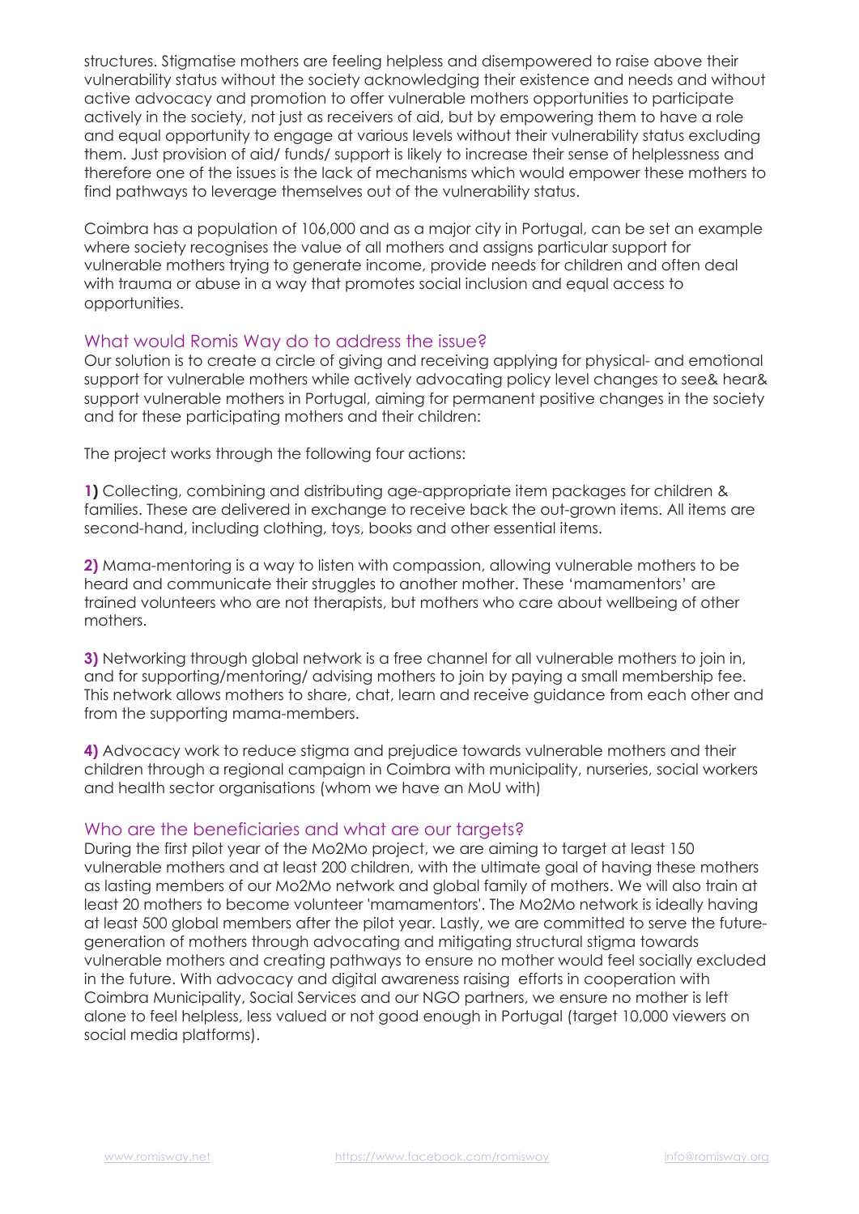structures. Stigmatise mothers are feeling helpless and disempowered to raise above their vulnerability status without the society acknowledging their existence and needs and without active advocacy and promotion to offer vulnerable mothers opportunities to participate actively in the society, not just as receivers of aid, but by empowering them to have a role and equal opportunity to engage at various levels without their vulnerability status excluding them. Just provision of aid/ funds/ support is likely to increase their sense of helplessness and therefore one of the issues is the lack of mechanisms which would empower these mothers to find pathways to leverage themselves out of the vulnerability status.

Coimbra has a population of 106,000 and as a major city in Portugal, can be set an example where society recognises the value of all mothers and assigns particular support for vulnerable mothers trying to generate income, provide needs for children and often deal with trauma or abuse in a way that promotes social inclusion and equal access to opportunities.

## What would Romis Way do to address the issue?

Our solution is to create a circle of giving and receiving applying for physical- and emotional support for vulnerable mothers while actively advocating policy level changes to see& hear& support vulnerable mothers in Portugal, aiming for permanent positive changes in the society and for these participating mothers and their children:

The project works through the following four actions:

**1)** Collecting, combining and distributing age-appropriate item packages for children & families. These are delivered in exchange to receive back the out-grown items. All items are second-hand, including clothing, toys, books and other essential items.

**2)** Mama-mentoring is a way to listen with compassion, allowing vulnerable mothers to be heard and communicate their struggles to another mother. These 'mamamentors' are trained volunteers who are not therapists, but mothers who care about wellbeing of other mothers.

**3)** Networking through global network is a free channel for all vulnerable mothers to join in, and for supporting/mentoring/ advising mothers to join by paying a small membership fee. This network allows mothers to share, chat, learn and receive guidance from each other and from the supporting mama-members.

**4)** Advocacy work to reduce stigma and prejudice towards vulnerable mothers and their children through a regional campaign in Coimbra with municipality, nurseries, social workers and health sector organisations (whom we have an MoU with)

## Who are the beneficiaries and what are our targets?

During the first pilot year of the Mo2Mo project, we are aiming to target at least 150 vulnerable mothers and at least 200 children, with the ultimate goal of having these mothers as lasting members of our Mo2Mo network and global family of mothers. We will also train at least 20 mothers to become volunteer 'mamamentors'. The Mo2Mo network is ideally having at least 500 global members after the pilot year. Lastly, we are committed to serve the future-generation of mothers through advocating and mitigating structural stigma towards vulnerable mothers and creating pathways to ensure no mother would feel socially excluded in the future. With advocacy and digital awareness raising efforts in cooperation with Coimbra Municipality, Social Services and our NGO partners, we ensure no mother is left alone to feel helpless, less valued or not good enough in Portugal (target 10,000 viewers on social media platforms).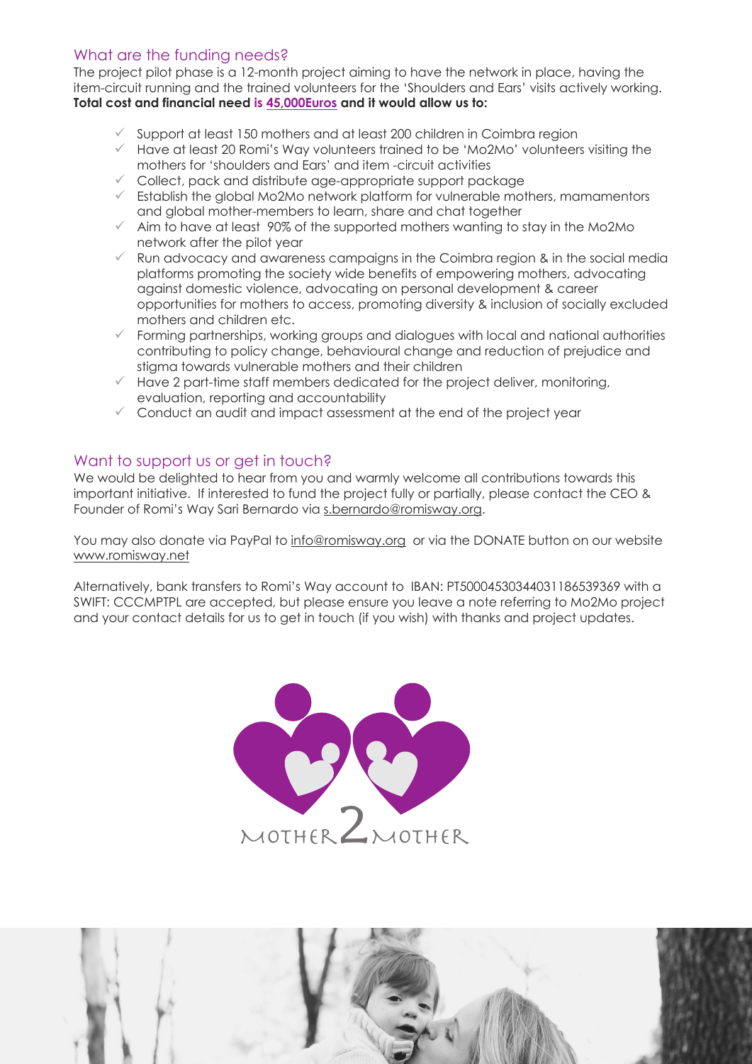## What are the funding needs?

The project pilot phase is a 12-month project aiming to have the network in place, having the item-circuit running and the trained volunteers for the 'Shoulders and Ears' visits actively working. **Total cost and financial need is 45,000Euros and it would allow us to:**

- ✓ Support at least 150 mothers and at least 200 children in Coimbra region
- ✓ Have at least 20 Romi's Way volunteers trained to be 'Mo2Mo' volunteers visiting the mothers for 'shoulders and Ears' and item -circuit activities
- ✓ Collect, pack and distribute age-appropriate support package
- ✓ Establish the global Mo2Mo network platform for vulnerable mothers, mamamentors and global mother-members to learn, share and chat together
- ✓ Aim to have at least 90% of the supported mothers wanting to stay in the Mo2Mo network after the pilot year
- ✓ Run advocacy and awareness campaigns in the Coimbra region & in the social media platforms promoting the society wide benefits of empowering mothers, advocating against domestic violence, advocating on personal development & career opportunities for mothers to access, promoting diversity & inclusion of socially excluded mothers and children etc.
- ✓ Forming partnerships, working groups and dialogues with local and national authorities contributing to policy change, behavioural change and reduction of prejudice and stigma towards vulnerable mothers and their children
- ✓ Have 2 part-time staff members dedicated for the project deliver, monitoring, evaluation, reporting and accountability
- ✓ Conduct an audit and impact assessment at the end of the project year

## Want to support us or get in touch?

We would be delighted to hear from you and warmly welcome all contributions towards this important initiative. If interested to fund the project fully or partially, please contact the CEO & Founder of Romi's Way Sari Bernardo via s.bernardo@romisway.org.

You may also donate via PayPal to info@romisway.org or via the DONATE button on our website www.romisway.net

Alternatively, bank transfers to Romi's Way account to IBAN: PT50004530344031186539369 with a SWIFT: CCCMPTPL are accepted, but please ensure you leave a note referring to Mo2Mo project and your contact details for us to get in touch (if you wish) with thanks and project updates.

MOTHER2MOTHER